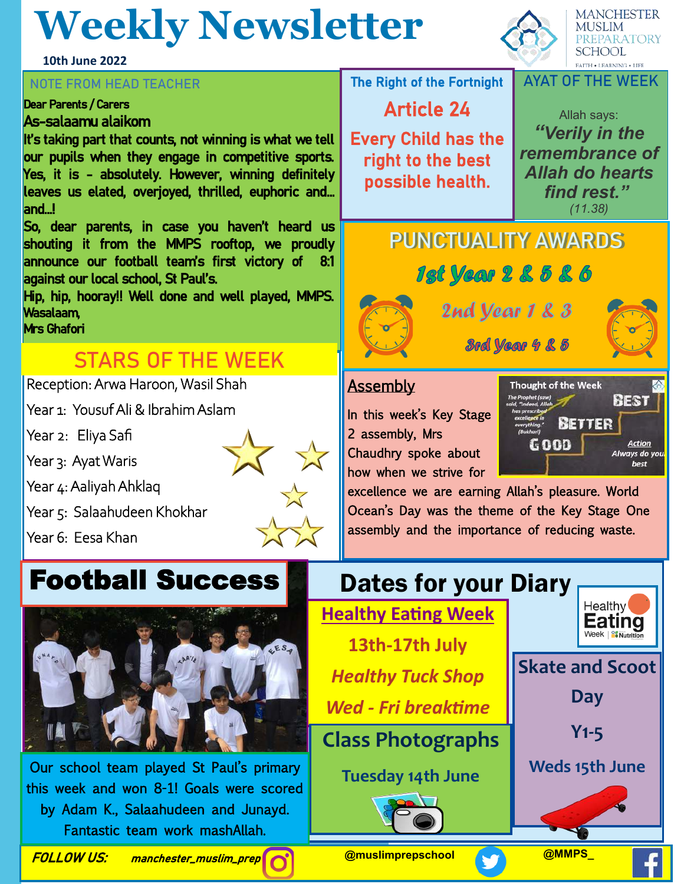# Weekly Newsletter

**10th June 2022**

MANCHESTER MUSLIM PREPARATORY SCHOOL
FAITH • LEARNING • LIFE

## NOTE FROM HEAD TEACHER

**Dear Parents / Carers**

**As-salaamu alaikom**

**It's taking part that counts, not winning is what we tell our pupils when they engage in competitive sports. Yes, it is - absolutely. However, winning definitely leaves us elated, overjoyed, thrilled, euphoric and… and…!**

**So, dear parents, in case you haven't heard us shouting it from the MMPS rooftop, we proudly announce our football team's first victory of 8:1 against our local school, St Paul's.**

**Hip, hip, hooray!! Well done and well played, MMPS.**

**Wasalaam,**

**Mrs Ghafori**

## The Right of the Fortnight

**Article 24**

**Every Child has the right to the best possible health.**

## AYAT OF THE WEEK

Allah says:

***"Verily in the remembrance of Allah do hearts find rest."***

*(11.38)*

## PUNCTUALITY AWARDS

**1st Year 2 & 5 & 6**

**2nd Year 1 & 3**

**3rd Year 4 & 5**

## STARS OF THE WEEK

Reception: Arwa Haroon, Wasil Shah

Year 1: Yousuf Ali & Ibrahim Aslam

Year 2: Eliya Safi

Year 3: Ayat Waris

Year 4: Aaliyah Ahklaq

Year 5: Salaahudeen Khokhar

Year 6: Eesa Khan

## Assembly

In this week's Key Stage 2 assembly, Mrs Chaudhry spoke about how when we strive for excellence we are earning Allah's pleasure. World Ocean's Day was the theme of the Key Stage One assembly and the importance of reducing waste.

**Thought of the Week**

The Prophet (saw) said, "Indeed, Allah has prescribed excellence in everything." (Bukhari)

GOOD — BETTER — BEST

Action: Always do your best

## Football Success

Our school team played St Paul's primary this week and won 8-1! Goals were scored by Adam K., Salaahudeen and Junayd. Fantastic team work mashAllah.

## Dates for your Diary

**Healthy Eating Week**

**13th-17th July**

***Healthy Tuck Shop***

***Wed - Fri breaktime***

**Class Photographs**

**Tuesday 14th June**

**Skate and Scoot Day**

**Y1-5**

**Weds 15th June**

***FOLLOW US:*** ***manchester_muslim_prep*** **@muslimprepschool** **@MMPS_**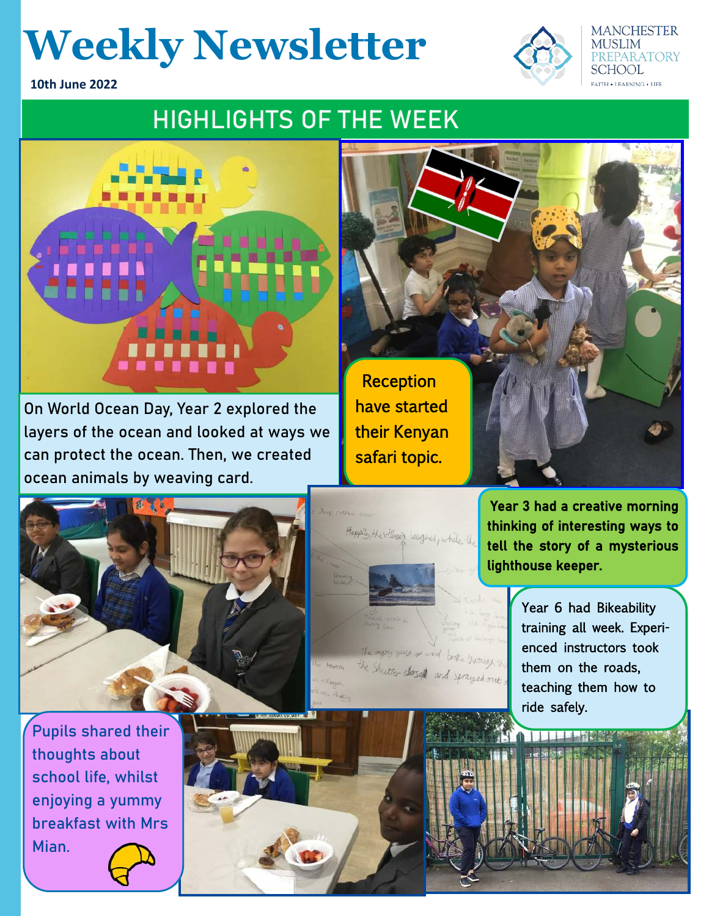# Weekly Newsletter

**10th June 2022**

MANCHESTER MUSLIM PREPARATORY SCHOOL

FAITH • LEARNING • LIFE

## HIGHLIGHTS OF THE WEEK

On World Ocean Day, Year 2 explored the layers of the ocean and looked at ways we can protect the ocean. Then, we created ocean animals by weaving card.

Reception have started their Kenyan safari topic.

**Year 3 had a creative morning thinking of interesting ways to tell the story of a mysterious lighthouse keeper.**

Year 6 had Bikeability training all week. Experienced instructors took them on the roads, teaching them how to ride safely.

Pupils shared their thoughts about school life, whilst enjoying a yummy breakfast with Mrs Mian.